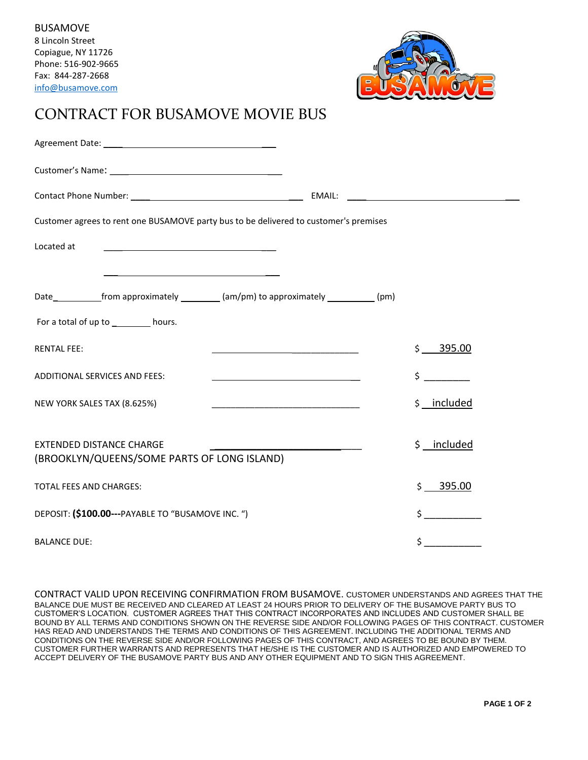BUSAMOVE
8 Lincoln Street
Copiague, NY 11726
Phone: 516-902-9665
Fax: 844-287-2668
info@busamove.com

# CONTRACT FOR BUSAMOVE MOVIE BUS

Agreement Date: ______________________________

Customer's Name: ______________________________

Contact Phone Number: ______________________________ EMAIL: ______________________________

Customer agrees to rent one BUSAMOVE party bus to be delivered to customer's premises

Located at ______________________________

______________________________

Date__________from approximately ________ (am/pm) to approximately __________ (pm)

For a total of up to ________ hours.

| | | |
|---|---|---|
| RENTAL FEE: | ______________________________ | $ 395.00 |
| ADDITIONAL SERVICES AND FEES: | ______________________________ | $ ________ |
| NEW YORK SALES TAX (8.625%) | ______________________________ | $ included |
| EXTENDED DISTANCE CHARGE (BROOKLYN/QUEENS/SOME PARTS OF LONG ISLAND) | ______________________________ | $ included |
| TOTAL FEES AND CHARGES: | | $ 395.00 |
| DEPOSIT: **($100.00---**PAYABLE TO "BUSAMOVE INC. ") | | $ ___________ |
| BALANCE DUE: | | $ ___________ |

CONTRACT VALID UPON RECEIVING CONFIRMATION FROM BUSAMOVE. CUSTOMER UNDERSTANDS AND AGREES THAT THE BALANCE DUE MUST BE RECEIVED AND CLEARED AT LEAST 24 HOURS PRIOR TO DELIVERY OF THE BUSAMOVE PARTY BUS TO CUSTOMER'S LOCATION. CUSTOMER AGREES THAT THIS CONTRACT INCORPORATES AND INCLUDES AND CUSTOMER SHALL BE BOUND BY ALL TERMS AND CONDITIONS SHOWN ON THE REVERSE SIDE AND/OR FOLLOWING PAGES OF THIS CONTRACT. CUSTOMER HAS READ AND UNDERSTANDS THE TERMS AND CONDITIONS OF THIS AGREEMENT. INCLUDING THE ADDITIONAL TERMS AND CONDITIONS ON THE REVERSE SIDE AND/OR FOLLOWING PAGES OF THIS CONTRACT, AND AGREES TO BE BOUND BY THEM. CUSTOMER FURTHER WARRANTS AND REPRESENTS THAT HE/SHE IS THE CUSTOMER AND IS AUTHORIZED AND EMPOWERED TO ACCEPT DELIVERY OF THE BUSAMOVE PARTY BUS AND ANY OTHER EQUIPMENT AND TO SIGN THIS AGREEMENT.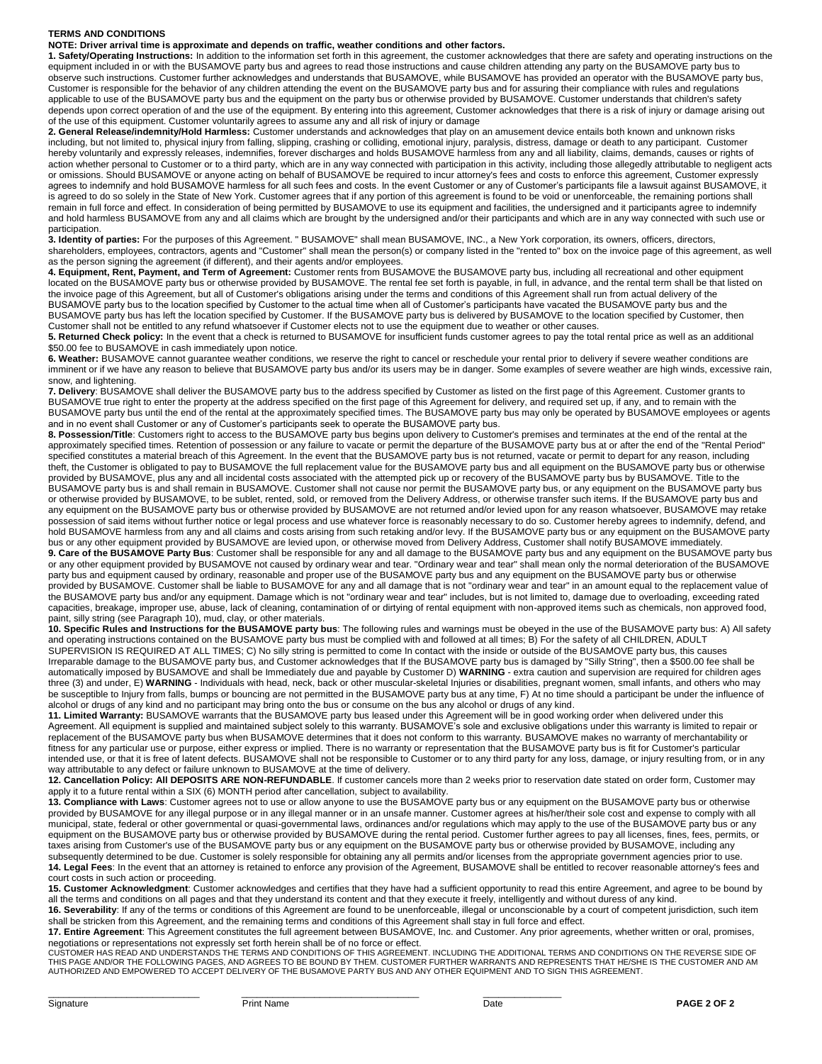**TERMS AND CONDITIONS**

**NOTE: Driver arrival time is approximate and depends on traffic, weather conditions and other factors.**

**1. Safety/Operating Instructions:** In addition to the information set forth in this agreement, the customer acknowledges that there are safety and operating instructions on the equipment included in or with the BUSAMOVE party bus and agrees to read those instructions and cause children attending any party on the BUSAMOVE party bus to observe such instructions. Customer further acknowledges and understands that BUSAMOVE, while BUSAMOVE has provided an operator with the BUSAMOVE party bus, Customer is responsible for the behavior of any children attending the event on the BUSAMOVE party bus and for assuring their compliance with rules and regulations applicable to use of the BUSAMOVE party bus and the equipment on the party bus or otherwise provided by BUSAMOVE. Customer understands that children's safety depends upon correct operation of and the use of the equipment. By entering into this agreement, Customer acknowledges that there is a risk of injury or damage arising out of the use of this equipment. Customer voluntarily agrees to assume any and all risk of injury or damage

**2. General Release/indemnity/Hold Harmless:** Customer understands and acknowledges that play on an amusement device entails both known and unknown risks including, but not limited to, physical injury from falling, slipping, crashing or colliding, emotional injury, paralysis, distress, damage or death to any participant. Customer hereby voluntarily and expressly releases, indemnifies, forever discharges and holds BUSAMOVE harmless from any and all liability, claims, demands, causes or rights of action whether personal to Customer or to a third party, which are in any way connected with participation in this activity, including those allegedly attributable to negligent acts or omissions. Should BUSAMOVE or anyone acting on behalf of BUSAMOVE be required to incur attorney's fees and costs to enforce this agreement, Customer expressly agrees to indemnify and hold BUSAMOVE harmless for all such fees and costs. In the event Customer or any of Customer's participants file a lawsuit against BUSAMOVE, it is agreed to do so solely in the State of New York. Customer agrees that if any portion of this agreement is found to be void or unenforceable, the remaining portions shall remain in full force and effect. In consideration of being permitted by BUSAMOVE to use its equipment and facilities, the undersigned and it participants agree to indemnify and hold harmless BUSAMOVE from any and all claims which are brought by the undersigned and/or their participants and which are in any way connected with such use or participation.

**3. Identity of parties:** For the purposes of this Agreement. " BUSAMOVE" shall mean BUSAMOVE, INC., a New York corporation, its owners, officers, directors, shareholders, employees, contractors, agents and "Customer" shall mean the person(s) or company listed in the "rented to" box on the invoice page of this agreement, as well as the person signing the agreement (if different), and their agents and/or employees.

**4. Equipment, Rent, Payment, and Term of Agreement:** Customer rents from BUSAMOVE the BUSAMOVE party bus, including all recreational and other equipment located on the BUSAMOVE party bus or otherwise provided by BUSAMOVE. The rental fee set forth is payable, in full, in advance, and the rental term shall be that listed on the invoice page of this Agreement, but all of Customer's obligations arising under the terms and conditions of this Agreement shall run from actual delivery of the BUSAMOVE party bus to the location specified by Customer to the actual time when all of Customer's participants have vacated the BUSAMOVE party bus and the BUSAMOVE party bus has left the location specified by Customer. If the BUSAMOVE party bus is delivered by BUSAMOVE to the location specified by Customer, then Customer shall not be entitled to any refund whatsoever if Customer elects not to use the equipment due to weather or other causes.

**5. Returned Check policy:** In the event that a check is returned to BUSAMOVE for insufficient funds customer agrees to pay the total rental price as well as an additional $50.00 fee to BUSAMOVE in cash immediately upon notice.

**6. Weather:** BUSAMOVE cannot guarantee weather conditions, we reserve the right to cancel or reschedule your rental prior to delivery if severe weather conditions are imminent or if we have any reason to believe that BUSAMOVE party bus and/or its users may be in danger. Some examples of severe weather are high winds, excessive rain, snow, and lightening.

**7. Delivery**: BUSAMOVE shall deliver the BUSAMOVE party bus to the address specified by Customer as listed on the first page of this Agreement. Customer grants to BUSAMOVE true right to enter the property at the address specified on the first page of this Agreement for delivery, and required set up, if any, and to remain with the BUSAMOVE party bus until the end of the rental at the approximately specified times. The BUSAMOVE party bus may only be operated by BUSAMOVE employees or agents and in no event shall Customer or any of Customer's participants seek to operate the BUSAMOVE party bus.

**8. Possession/Title**: Customers right to access to the BUSAMOVE party bus begins upon delivery to Customer's premises and terminates at the end of the rental at the approximately specified times. Retention of possession or any failure to vacate or permit the departure of the BUSAMOVE party bus at or after the end of the "Rental Period" specified constitutes a material breach of this Agreement. In the event that the BUSAMOVE party bus is not returned, vacate or permit to depart for any reason, including theft, the Customer is obligated to pay to BUSAMOVE the full replacement value for the BUSAMOVE party bus and all equipment on the BUSAMOVE party bus or otherwise provided by BUSAMOVE, plus any and all incidental costs associated with the attempted pick up or recovery of the BUSAMOVE party bus by BUSAMOVE. Title to the BUSAMOVE party bus is and shall remain in BUSAMOVE. Customer shall not cause nor permit the BUSAMOVE party bus, or any equipment on the BUSAMOVE party bus or otherwise provided by BUSAMOVE, to be sublet, rented, sold, or removed from the Delivery Address, or otherwise transfer such items. If the BUSAMOVE party bus and any equipment on the BUSAMOVE party bus or otherwise provided by BUSAMOVE are not returned and/or levied upon for any reason whatsoever, BUSAMOVE may retake possession of said items without further notice or legal process and use whatever force is reasonably necessary to do so. Customer hereby agrees to indemnify, defend, and hold BUSAMOVE harmless from any and all claims and costs arising from such retaking and/or levy. If the BUSAMOVE party bus or any equipment on the BUSAMOVE party bus or any other equipment provided by BUSAMOVE are levied upon, or otherwise moved from Delivery Address, Customer shall notify BUSAMOVE immediately.

**9. Care of the BUSAMOVE Party Bus**: Customer shall be responsible for any and all damage to the BUSAMOVE party bus and any equipment on the BUSAMOVE party bus or any other equipment provided by BUSAMOVE not caused by ordinary wear and tear. "Ordinary wear and tear" shall mean only the normal deterioration of the BUSAMOVE party bus and equipment caused by ordinary, reasonable and proper use of the BUSAMOVE party bus and any equipment on the BUSAMOVE party bus or otherwise provided by BUSAMOVE. Customer shall be liable to BUSAMOVE for any and all damage that is not "ordinary wear and tear" in an amount equal to the replacement value of the BUSAMOVE party bus and/or any equipment. Damage which is not "ordinary wear and tear" includes, but is not limited to, damage due to overloading, exceeding rated capacities, breakage, improper use, abuse, lack of cleaning, contamination of or dirtying of rental equipment with non-approved items such as chemicals, non approved food, paint, silly string (see Paragraph 10), mud, clay, or other materials.

**10. Specific Rules and Instructions for the BUSAMOVE party bus**: The following rules and warnings must be obeyed in the use of the BUSAMOVE party bus: A) All safety and operating instructions contained on the BUSAMOVE party bus must be complied with and followed at all times; B) For the safety of all CHILDREN, ADULT SUPERVISION IS REQUIRED AT ALL TIMES; C) No silly string is permitted to come In contact with the inside or outside of the BUSAMOVE party bus, this causes Irreparable damage to the BUSAMOVE party bus, and Customer acknowledges that If the BUSAMOVE party bus is damaged by "Silly String", then a $500.00 fee shall be automatically imposed by BUSAMOVE and shall be Immediately due and payable by Customer D) **WARNING** - extra caution and supervision are required for children ages three (3) and under, E) **WARNING** - Individuals with head, neck, back or other muscular-skeletal Injuries or disabilities, pregnant women, small infants, and others who may be susceptible to Injury from falls, bumps or bouncing are not permitted in the BUSAMOVE party bus at any time, F) At no time should a participant be under the influence of alcohol or drugs of any kind and no participant may bring onto the bus or consume on the bus any alcohol or drugs of any kind.

**11. Limited Warranty:** BUSAMOVE warrants that the BUSAMOVE party bus leased under this Agreement will be in good working order when delivered under this Agreement. All equipment is supplied and maintained subject solely to this warranty. BUSAMOVE's sole and exclusive obligations under this warranty is limited to repair or replacement of the BUSAMOVE party bus when BUSAMOVE determines that it does not conform to this warranty. BUSAMOVE makes no warranty of merchantability or fitness for any particular use or purpose, either express or implied. There is no warranty or representation that the BUSAMOVE party bus is fit for Customer's particular intended use, or that it is free of latent defects. BUSAMOVE shall not be responsible to Customer or to any third party for any loss, damage, or injury resulting from, or in any way attributable to any defect or failure unknown to BUSAMOVE at the time of delivery.

**12. Cancellation Policy: All DEPOSITS ARE NON-REFUNDABLE**. If customer cancels more than 2 weeks prior to reservation date stated on order form, Customer may apply it to a future rental within a SIX (6) MONTH period after cancellation, subject to availability.

**13. Compliance with Laws**: Customer agrees not to use or allow anyone to use the BUSAMOVE party bus or any equipment on the BUSAMOVE party bus or otherwise provided by BUSAMOVE for any illegal purpose or in any illegal manner or in an unsafe manner. Customer agrees at his/her/their sole cost and expense to comply with all municipal, state, federal or other governmental or quasi-governmental laws, ordinances and/or regulations which may apply to the use of the BUSAMOVE party bus or any equipment on the BUSAMOVE party bus or otherwise provided by BUSAMOVE during the rental period. Customer further agrees to pay all licenses, fines, fees, permits, or taxes arising from Customer's use of the BUSAMOVE party bus or any equipment on the BUSAMOVE party bus or otherwise provided by BUSAMOVE, including any subsequently determined to be due. Customer is solely responsible for obtaining any all permits and/or licenses from the appropriate government agencies prior to use.

**14. Legal Fees**: In the event that an attorney is retained to enforce any provision of the Agreement, BUSAMOVE shall be entitled to recover reasonable attorney's fees and court costs in such action or proceeding.

**15. Customer Acknowledgment**: Customer acknowledges and certifies that they have had a sufficient opportunity to read this entire Agreement, and agree to be bound by all the terms and conditions on all pages and that they understand its content and that they execute it freely, intelligently and without duress of any kind.

**16. Severability**: If any of the terms or conditions of this Agreement are found to be unenforceable, illegal or unconscionable by a court of competent jurisdiction, such item shall be stricken from this Agreement, and the remaining terms and conditions of this Agreement shall stay in full force and effect.

**17. Entire Agreement**: This Agreement constitutes the full agreement between BUSAMOVE, Inc. and Customer. Any prior agreements, whether written or oral, promises, negotiations or representations not expressly set forth herein shall be of no force or effect.

CUSTOMER HAS READ AND UNDERSTANDS THE TERMS AND CONDITIONS OF THIS AGREEMENT. INCLUDING THE ADDITIONAL TERMS AND CONDITIONS ON THE REVERSE SIDE OF THIS PAGE AND/OR THE FOLLOWING PAGES, AND AGREES TO BE BOUND BY THEM. CUSTOMER FURTHER WARRANTS AND REPRESENTS THAT HE/SHE IS THE CUSTOMER AND AM AUTHORIZED AND EMPOWERED TO ACCEPT DELIVERY OF THE BUSAMOVE PARTY BUS AND ANY OTHER EQUIPMENT AND TO SIGN THIS AGREEMENT.

_____________________________ &nbsp;&nbsp;&nbsp;&nbsp; _________________________________ &nbsp;&nbsp;&nbsp;&nbsp; _______________

Signature &nbsp;&nbsp;&nbsp;&nbsp; Print Name &nbsp;&nbsp;&nbsp;&nbsp; Date